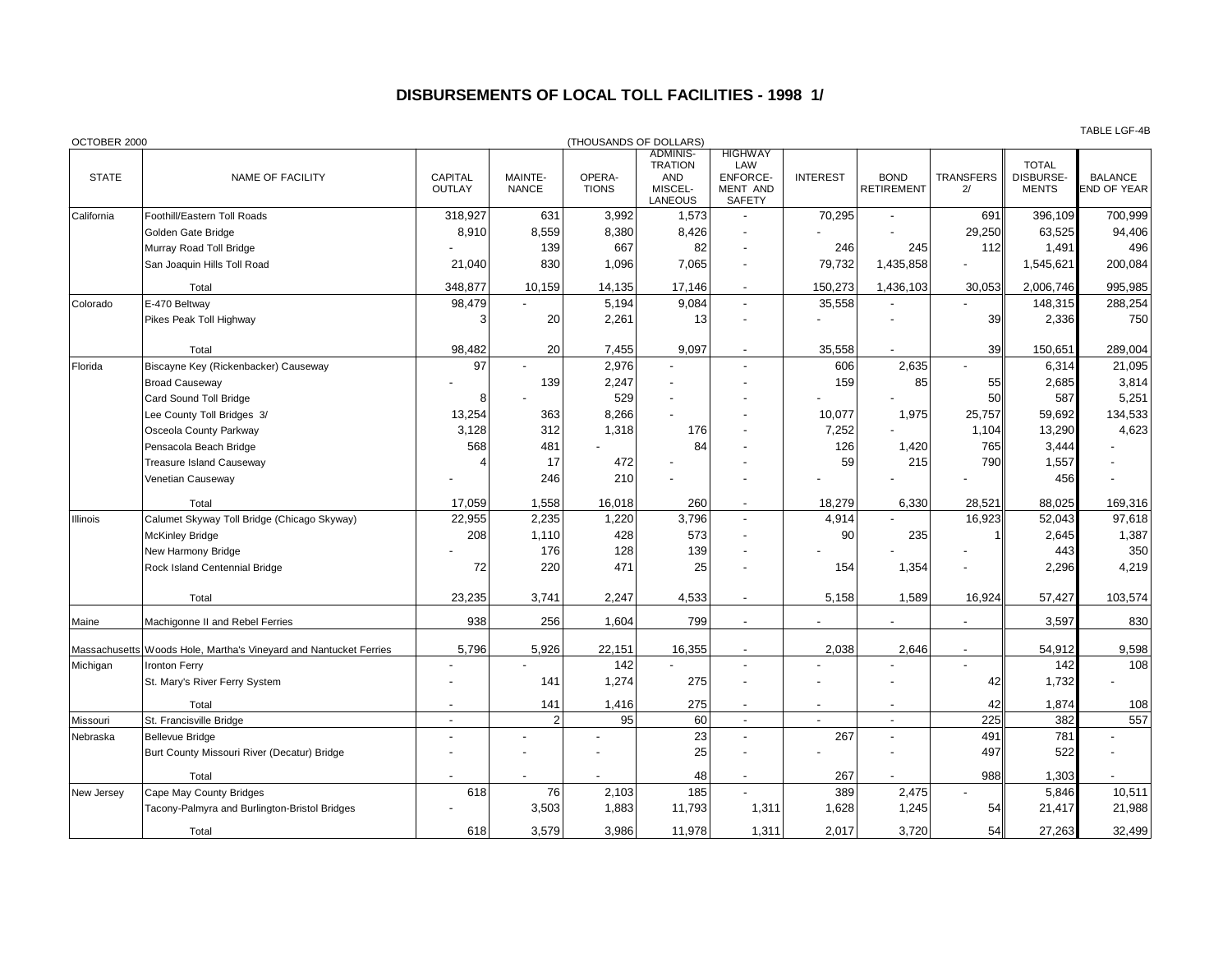# DISBURSEMENTS OF LOCAL TOLL FACILITIES - 1998 1/

TABLE LGF-4B

OCTOBER 2000

(THOUSANDS OF DOLLARS)

| STATE | NAME OF FACILITY | CAPITAL OUTLAY | MAINTE-NANCE | OPERA-TIONS | ADMINIS-TRATION AND MISCEL-LANEOUS | HIGHWAY LAW ENFORCE-MENT AND SAFETY | INTEREST | BOND RETIREMENT | TRANSFERS 2/ | TOTAL DISBURSE-MENTS | BALANCE END OF YEAR |
|---|---|---|---|---|---|---|---|---|---|---|---|
| California | Foothill/Eastern Toll Roads | 318,927 | 631 | 3,992 | 1,573 | - | 70,295 | - | 691 | 396,109 | 700,999 |
| | Golden Gate Bridge | 8,910 | 8,559 | 8,380 | 8,426 | - | - | - | 29,250 | 63,525 | 94,406 |
| | Murray Road Toll Bridge | - | 139 | 667 | 82 | - | 246 | 245 | 112 | 1,491 | 496 |
| | San Joaquin Hills Toll Road | 21,040 | 830 | 1,096 | 7,065 | - | 79,732 | 1,435,858 | - | 1,545,621 | 200,084 |
| | Total | 348,877 | 10,159 | 14,135 | 17,146 | - | 150,273 | 1,436,103 | 30,053 | 2,006,746 | 995,985 |
| Colorado | E-470 Beltway | 98,479 | - | 5,194 | 9,084 | - | 35,558 | - | - | 148,315 | 288,254 |
| | Pikes Peak Toll Highway | 3 | 20 | 2,261 | 13 | - | - | - | 39 | 2,336 | 750 |
| | Total | 98,482 | 20 | 7,455 | 9,097 | - | 35,558 | - | 39 | 150,651 | 289,004 |
| Florida | Biscayne Key (Rickenbacker) Causeway | 97 | - | 2,976 | - | - | 606 | 2,635 | - | 6,314 | 21,095 |
| | Broad Causeway | - | 139 | 2,247 | - | - | 159 | 85 | 55 | 2,685 | 3,814 |
| | Card Sound Toll Bridge | 8 | - | 529 | - | - | - | - | 50 | 587 | 5,251 |
| | Lee County Toll Bridges 3/ | 13,254 | 363 | 8,266 | - | - | 10,077 | 1,975 | 25,757 | 59,692 | 134,533 |
| | Osceola County Parkway | 3,128 | 312 | 1,318 | 176 | - | 7,252 | - | 1,104 | 13,290 | 4,623 |
| | Pensacola Beach Bridge | 568 | 481 | - | 84 | - | 126 | 1,420 | 765 | 3,444 | - |
| | Treasure Island Causeway | 4 | 17 | 472 | - | - | 59 | 215 | 790 | 1,557 | - |
| | Venetian Causeway | - | 246 | 210 | - | - | - | - | - | 456 | - |
| | Total | 17,059 | 1,558 | 16,018 | 260 | - | 18,279 | 6,330 | 28,521 | 88,025 | 169,316 |
| Illinois | Calumet Skyway Toll Bridge (Chicago Skyway) | 22,955 | 2,235 | 1,220 | 3,796 | - | 4,914 | - | 16,923 | 52,043 | 97,618 |
| | McKinley Bridge | 208 | 1,110 | 428 | 573 | - | 90 | 235 | 1 | 2,645 | 1,387 |
| | New Harmony Bridge | - | 176 | 128 | 139 | - | - | - | - | 443 | 350 |
| | Rock Island Centennial Bridge | 72 | 220 | 471 | 25 | - | 154 | 1,354 | - | 2,296 | 4,219 |
| | Total | 23,235 | 3,741 | 2,247 | 4,533 | - | 5,158 | 1,589 | 16,924 | 57,427 | 103,574 |
| Maine | Machigonne II and Rebel Ferries | 938 | 256 | 1,604 | 799 | - | - | - | - | 3,597 | 830 |
| Massachusetts | Woods Hole, Martha's Vineyard and Nantucket Ferries | 5,796 | 5,926 | 22,151 | 16,355 | - | 2,038 | 2,646 | - | 54,912 | 9,598 |
| Michigan | Ironton Ferry | - | - | 142 | - | - | - | - | - | 142 | 108 |
| | St. Mary's River Ferry System | - | 141 | 1,274 | 275 | - | - | - | 42 | 1,732 | - |
| | Total | - | 141 | 1,416 | 275 | - | - | - | 42 | 1,874 | 108 |
| Missouri | St. Francisville Bridge | - | 2 | 95 | 60 | - | - | - | 225 | 382 | 557 |
| Nebraska | Bellevue Bridge | - | - | - | 23 | - | 267 | - | 491 | 781 | - |
| | Burt County Missouri River (Decatur) Bridge | - | - | - | 25 | - | - | - | 497 | 522 | - |
| | Total | - | - | - | 48 | - | 267 | - | 988 | 1,303 | - |
| New Jersey | Cape May County Bridges | 618 | 76 | 2,103 | 185 | - | 389 | 2,475 | - | 5,846 | 10,511 |
| | Tacony-Palmyra and Burlington-Bristol Bridges | - | 3,503 | 1,883 | 11,793 | 1,311 | 1,628 | 1,245 | 54 | 21,417 | 21,988 |
| | Total | 618 | 3,579 | 3,986 | 11,978 | 1,311 | 2,017 | 3,720 | 54 | 27,263 | 32,499 |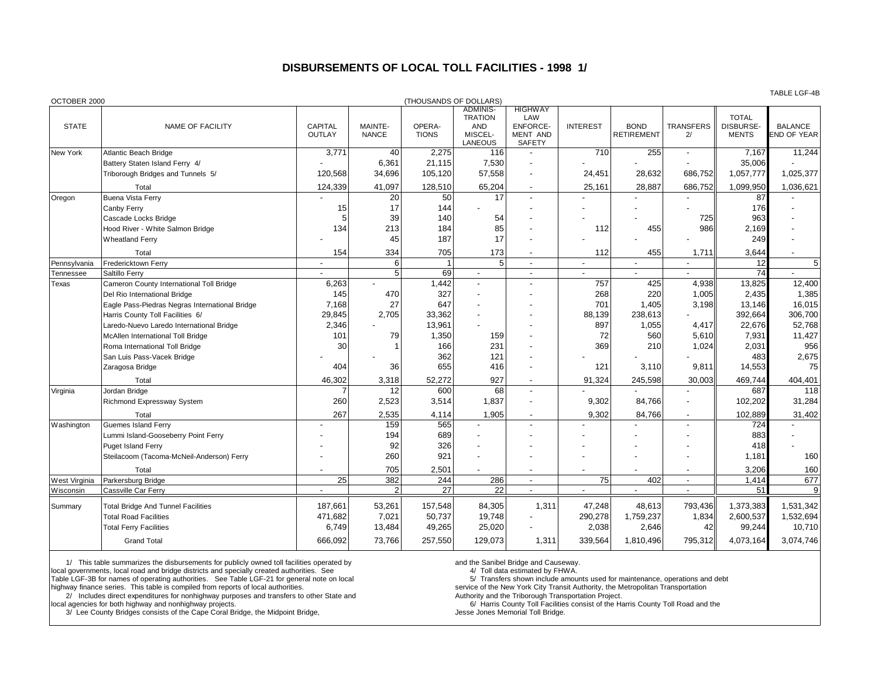# DISBURSEMENTS OF LOCAL TOLL FACILITIES - 1998 1/

OCTOBER 2000 (THOUSANDS OF DOLLARS) TABLE LGF-4B

| STATE | NAME OF FACILITY | CAPITAL OUTLAY | MAINTE-NANCE | OPERA-TIONS | ADMINIS-TRATION AND MISCEL-LANEOUS | HIGHWAY LAW ENFORCE-MENT AND SAFETY | INTEREST | BOND RETIREMENT | TRANSFERS 2/ | TOTAL DISBURSE-MENTS | BALANCE END OF YEAR |
|---|---|---|---|---|---|---|---|---|---|---|---|
| New York | Atlantic Beach Bridge | 3,771 | 40 | 2,275 | 116 | - | 710 | 255 | - | 7,167 | 11,244 |
| | Battery Staten Island Ferry 4/ | - | 6,361 | 21,115 | 7,530 | - | - | - | - | 35,006 | - |
| | Triborough Bridges and Tunnels 5/ | 120,568 | 34,696 | 105,120 | 57,558 | - | 24,451 | 28,632 | 686,752 | 1,057,777 | 1,025,377 |
| | Total | 124,339 | 41,097 | 128,510 | 65,204 | - | 25,161 | 28,887 | 686,752 | 1,099,950 | 1,036,621 |
| Oregon | Buena Vista Ferry | - | 20 | 50 | 17 | - | - | - | - | 87 | - |
| | Canby Ferry | 15 | 17 | 144 | - | - | - | - | - | 176 | - |
| | Cascade Locks Bridge | 5 | 39 | 140 | 54 | - | - | - | 725 | 963 | - |
| | Hood River - White Salmon Bridge | 134 | 213 | 184 | 85 | - | 112 | 455 | 986 | 2,169 | - |
| | Wheatland Ferry | - | 45 | 187 | 17 | - | - | - | - | 249 | - |
| | Total | 154 | 334 | 705 | 173 | - | 112 | 455 | 1,711 | 3,644 | - |
| Pennsylvania | Fredericktown Ferry | - | 6 | 1 | 5 | - | - | - | - | 12 | 5 |
| Tennessee | Saltillo Ferry | - | 5 | 69 | - | - | - | - | - | 74 | - |
| Texas | Cameron County International Toll Bridge | 6,263 | - | 1,442 | - | - | 757 | 425 | 4,938 | 13,825 | 12,400 |
| | Del Rio International Bridge | 145 | 470 | 327 | - | - | 268 | 220 | 1,005 | 2,435 | 1,385 |
| | Eagle Pass-Piedras Negras International Bridge | 7,168 | 27 | 647 | - | - | 701 | 1,405 | 3,198 | 13,146 | 16,015 |
| | Harris County Toll Facilities 6/ | 29,845 | 2,705 | 33,362 | - | - | 88,139 | 238,613 | - | 392,664 | 306,700 |
| | Laredo-Nuevo Laredo International Bridge | 2,346 | - | 13,961 | - | - | 897 | 1,055 | 4,417 | 22,676 | 52,768 |
| | McAllen International Toll Bridge | 101 | 79 | 1,350 | 159 | - | 72 | 560 | 5,610 | 7,931 | 11,427 |
| | Roma International Toll Bridge | 30 | 1 | 166 | 231 | - | 369 | 210 | 1,024 | 2,031 | 956 |
| | San Luis Pass-Vacek Bridge | - | - | 362 | 121 | - | - | - | - | 483 | 2,675 |
| | Zaragosa Bridge | 404 | 36 | 655 | 416 | - | 121 | 3,110 | 9,811 | 14,553 | 75 |
| | Total | 46,302 | 3,318 | 52,272 | 927 | - | 91,324 | 245,598 | 30,003 | 469,744 | 404,401 |
| Virginia | Jordan Bridge | 7 | 12 | 600 | 68 | - | - | - | - | 687 | 118 |
| | Richmond Expressway System | 260 | 2,523 | 3,514 | 1,837 | - | 9,302 | 84,766 | - | 102,202 | 31,284 |
| | Total | 267 | 2,535 | 4,114 | 1,905 | - | 9,302 | 84,766 | - | 102,889 | 31,402 |
| Washington | Guemes Island Ferry | - | 159 | 565 | - | - | - | - | - | 724 | - |
| | Lummi Island-Gooseberry Point Ferry | - | 194 | 689 | - | - | - | - | - | 883 | - |
| | Puget Island Ferry | - | 92 | 326 | - | - | - | - | - | 418 | - |
| | Steilacoom (Tacoma-McNeil-Anderson) Ferry | - | 260 | 921 | - | - | - | - | - | 1,181 | 160 |
| | Total | - | 705 | 2,501 | - | - | - | - | - | 3,206 | 160 |
| West Virginia | Parkersburg Bridge | 25 | 382 | 244 | 286 | - | 75 | 402 | - | 1,414 | 677 |
| Wisconsin | Cassville Car Ferry | - | 2 | 27 | 22 | - | - | - | - | 51 | 9 |
| Summary | Total Bridge And Tunnel Facilities | 187,661 | 53,261 | 157,548 | 84,305 | 1,311 | 47,248 | 48,613 | 793,436 | 1,373,383 | 1,531,342 |
| | Total Road Facilities | 471,682 | 7,021 | 50,737 | 19,748 | - | 290,278 | 1,759,237 | 1,834 | 2,600,537 | 1,532,694 |
| | Total Ferry Facilities | 6,749 | 13,484 | 49,265 | 25,020 | - | 2,038 | 2,646 | 42 | 99,244 | 10,710 |
| | Grand Total | 666,092 | 73,766 | 257,550 | 129,073 | 1,311 | 339,564 | 1,810,496 | 795,312 | 4,073,164 | 3,074,746 |

1/ This table summarizes the disbursements for publicly owned toll facilities operated by local governments, local road and bridge districts and specially created authorities. See Table LGF-3B for names of operating authorities. See Table LGF-21 for general note on local highway finance series. This table is compiled from reports of local authorities.

2/ Includes direct expenditures for nonhighway purposes and transfers to other State and local agencies for both highway and nonhighway projects.

3/ Lee County Bridges consists of the Cape Coral Bridge, the Midpoint Bridge, and the Sanibel Bridge and Causeway.

4/ Toll data estimated by FHWA.

5/ Transfers shown include amounts used for maintenance, operations and debt service of the New York City Transit Authority, the Metropolitan Transportation Authority and the Triborough Transportation Project.

6/ Harris County Toll Facilities consist of the Harris County Toll Road and the Jesse Jones Memorial Toll Bridge.